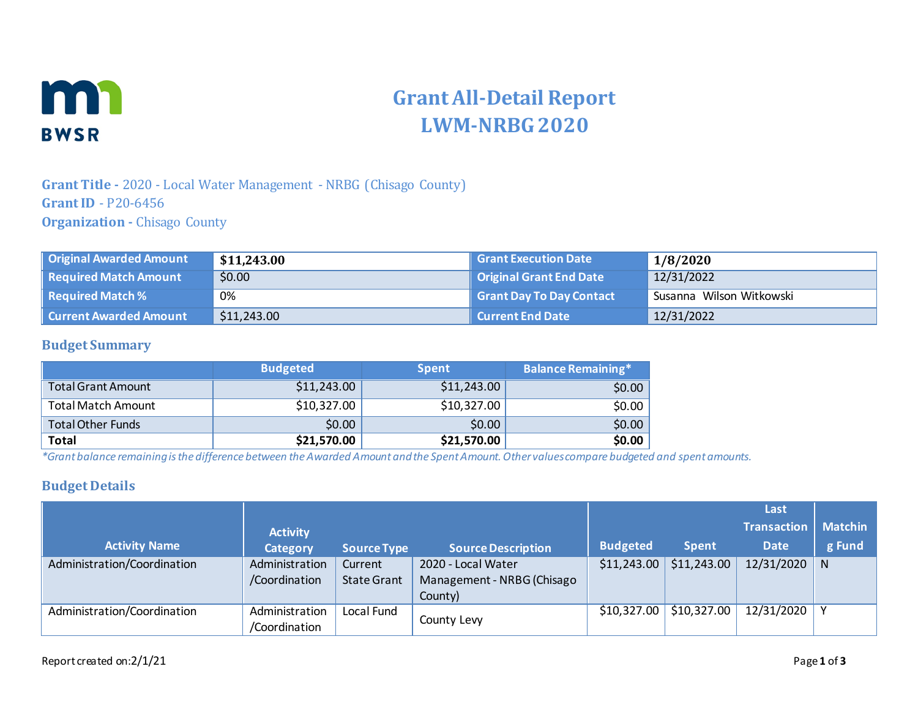# Grant All-Detail Report
# LWM-NRBG 2020

**Grant Title -** 2020 - Local Water Management - NRBG (Chisago County)
**Grant ID** - P20-6456
**Organization -** Chisago County

| Original Awarded Amount | **$11,243.00** | Grant Execution Date | **1/8/2020** |
|---|---|---|---|
| Required Match Amount | $0.00 | Original Grant End Date | 12/31/2022 |
| Required Match % | 0% | Grant Day To Day Contact | Susanna Wilson Witkowski |
| Current Awarded Amount | $11,243.00 | Current End Date | 12/31/2022 |

## Budget Summary

| | Budgeted | Spent | Balance Remaining* |
|---|---|---|---|
| Total Grant Amount | $11,243.00 | $11,243.00 | $0.00 |
| Total Match Amount | $10,327.00 | $10,327.00 | $0.00 |
| Total Other Funds | $0.00 | $0.00 | $0.00 |
| **Total** | **$21,570.00** | **$21,570.00** | **$0.00** |

*Grant balance remaining is the difference between the Awarded Amount and the Spent Amount. Other values compare budgeted and spent amounts.*

## Budget Details

| Activity Name | Activity Category | Source Type | Source Description | Budgeted | Spent | Last Transaction Date | Matching Fund |
|---|---|---|---|---|---|---|---|
| Administration/Coordination | Administration /Coordination | Current State Grant | 2020 - Local Water Management - NRBG (Chisago County) | $11,243.00 | $11,243.00 | 12/31/2020 | N |
| Administration/Coordination | Administration /Coordination | Local Fund | County Levy | $10,327.00 | $10,327.00 | 12/31/2020 | Y |

Report created on:2/1/21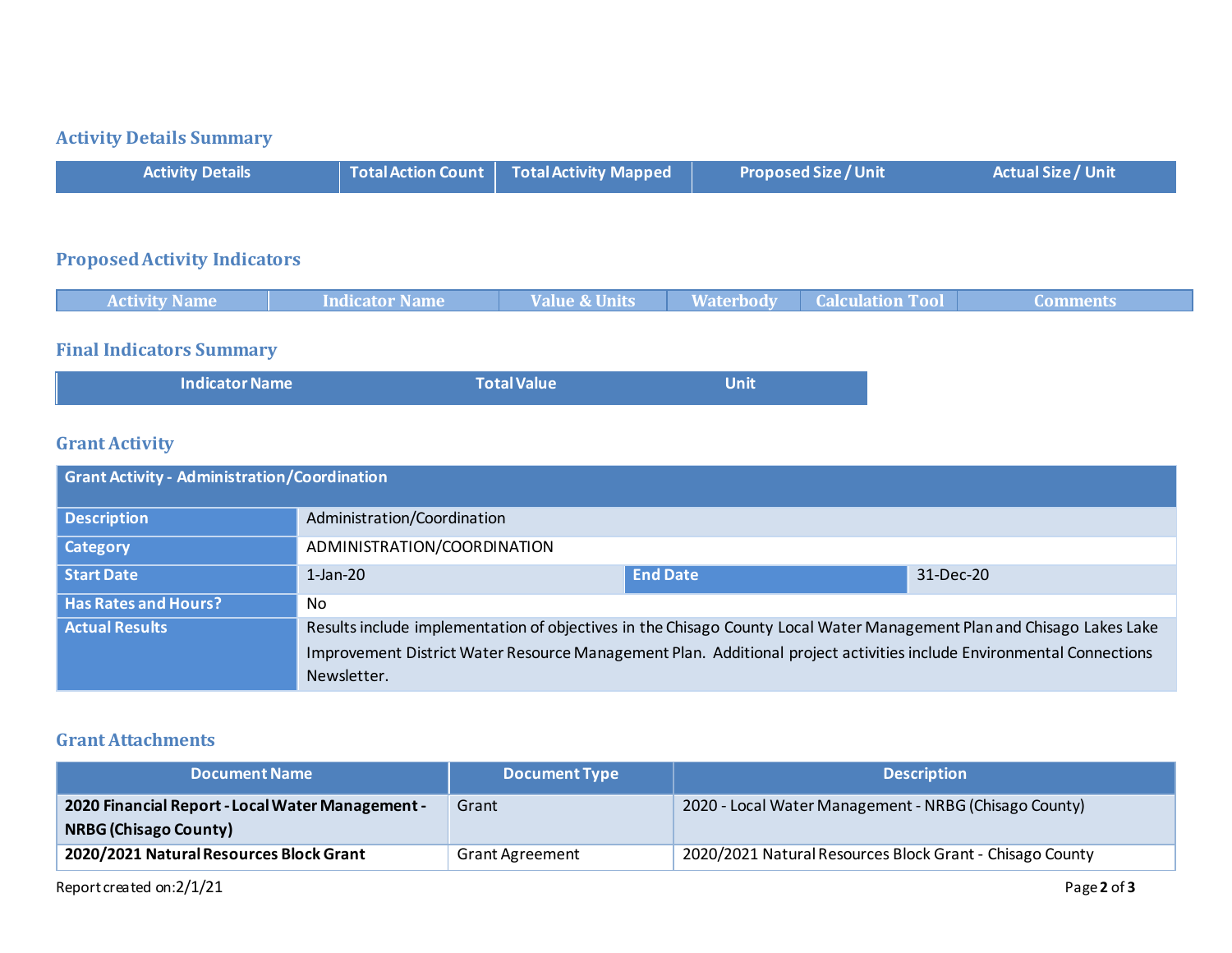## Activity Details Summary

| Activity Details | Total Action Count | Total Activity Mapped | Proposed Size / Unit | Actual Size / Unit |
|---|---|---|---|---|

## Proposed Activity Indicators

| Activity Name | Indicator Name | Value & Units | Waterbody | Calculation Tool | Comments |
|---|---|---|---|---|---|

## Final Indicators Summary

| Indicator Name | Total Value | Unit |
|---|---|---|

## Grant Activity

| Grant Activity - Administration/Coordination | | | |
|---|---|---|---|
| **Description** | Administration/Coordination | | |
| **Category** | ADMINISTRATION/COORDINATION | | |
| **Start Date** | 1-Jan-20 | **End Date** | 31-Dec-20 |
| **Has Rates and Hours?** | No | | |
| **Actual Results** | Results include implementation of objectives in the Chisago County Local Water Management Plan and Chisago Lakes Lake Improvement District Water Resource Management Plan. Additional project activities include Environmental Connections Newsletter. | | |

## Grant Attachments

| Document Name | Document Type | Description |
|---|---|---|
| **2020 Financial Report - Local Water Management - NRBG (Chisago County)** | Grant | 2020 - Local Water Management - NRBG (Chisago County) |
| **2020/2021 Natural Resources Block Grant** | Grant Agreement | 2020/2021 Natural Resources Block Grant - Chisago County |

Report created on:2/1/21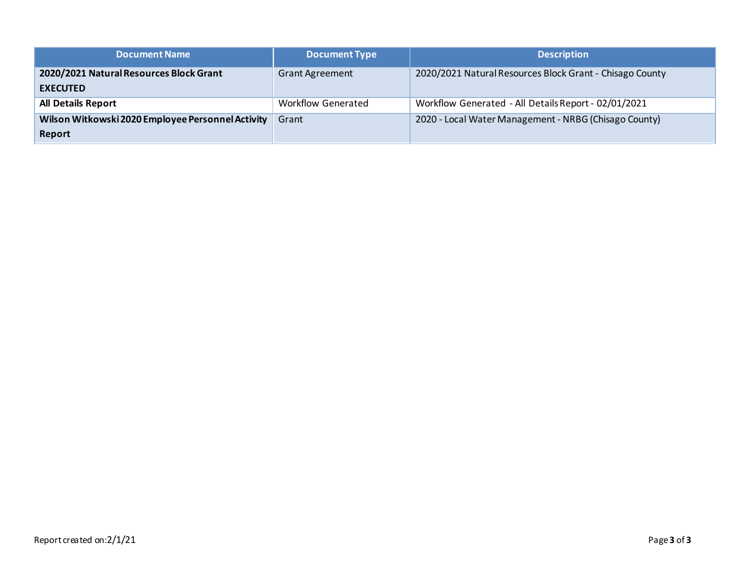| Document Name | Document Type | Description |
| --- | --- | --- |
| **2020/2021 Natural Resources Block Grant EXECUTED** | Grant Agreement | 2020/2021 Natural Resources Block Grant - Chisago County |
| **All Details Report** | Workflow Generated | Workflow Generated - All Details Report - 02/01/2021 |
| **Wilson Witkowski 2020 Employee Personnel Activity Report** | Grant | 2020 - Local Water Management - NRBG (Chisago County) |

Report created on:2/1/21